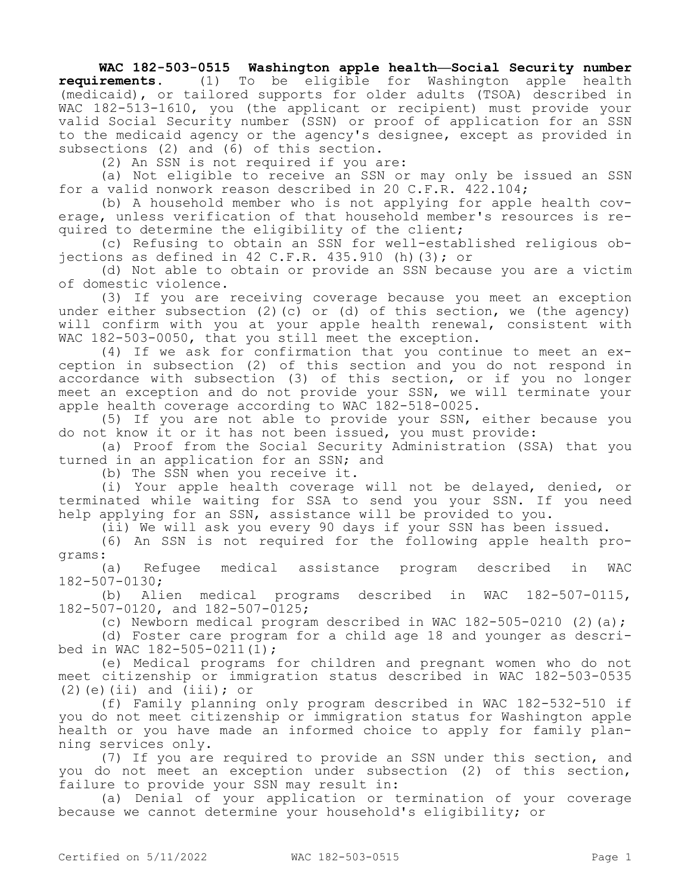**WAC 182-503-0515 Washington apple health—Social Security number requirements.** (1) To be eligible for Washington apple health (medicaid), or tailored supports for older adults (TSOA) described in WAC 182-513-1610, you (the applicant or recipient) must provide your valid Social Security number (SSN) or proof of application for an SSN to the medicaid agency or the agency's designee, except as provided in subsections (2) and (6) of this section.

(2) An SSN is not required if you are:

(a) Not eligible to receive an SSN or may only be issued an SSN for a valid nonwork reason described in 20 C.F.R. 422.104;

(b) A household member who is not applying for apple health coverage, unless verification of that household member's resources is required to determine the eligibility of the client;

(c) Refusing to obtain an SSN for well-established religious objections as defined in 42 C.F.R. 435.910 (h)(3); or

(d) Not able to obtain or provide an SSN because you are a victim of domestic violence.

(3) If you are receiving coverage because you meet an exception under either subsection (2)(c) or (d) of this section, we (the agency) will confirm with you at your apple health renewal, consistent with WAC 182-503-0050, that you still meet the exception.

(4) If we ask for confirmation that you continue to meet an exception in subsection (2) of this section and you do not respond in accordance with subsection (3) of this section, or if you no longer meet an exception and do not provide your SSN, we will terminate your apple health coverage according to WAC 182-518-0025.

(5) If you are not able to provide your SSN, either because you do not know it or it has not been issued, you must provide:

(a) Proof from the Social Security Administration (SSA) that you turned in an application for an SSN; and

(b) The SSN when you receive it.

(i) Your apple health coverage will not be delayed, denied, or terminated while waiting for SSA to send you your SSN. If you need help applying for an SSN, assistance will be provided to you.

(ii) We will ask you every 90 days if your SSN has been issued.

(6) An SSN is not required for the following apple health programs:

(a) Refugee medical assistance program described in WAC 182-507-0130;

(b) Alien medical programs described in WAC 182-507-0115, 182-507-0120, and 182-507-0125;

(c) Newborn medical program described in WAC 182-505-0210 (2)(a);

(d) Foster care program for a child age 18 and younger as described in WAC 182-505-0211(1);

(e) Medical programs for children and pregnant women who do not meet citizenship or immigration status described in WAC 182-503-0535 (2)(e)(ii) and (iii); or

(f) Family planning only program described in WAC 182-532-510 if you do not meet citizenship or immigration status for Washington apple health or you have made an informed choice to apply for family planning services only.

(7) If you are required to provide an SSN under this section, and you do not meet an exception under subsection (2) of this section, failure to provide your SSN may result in:

(a) Denial of your application or termination of your coverage because we cannot determine your household's eligibility; or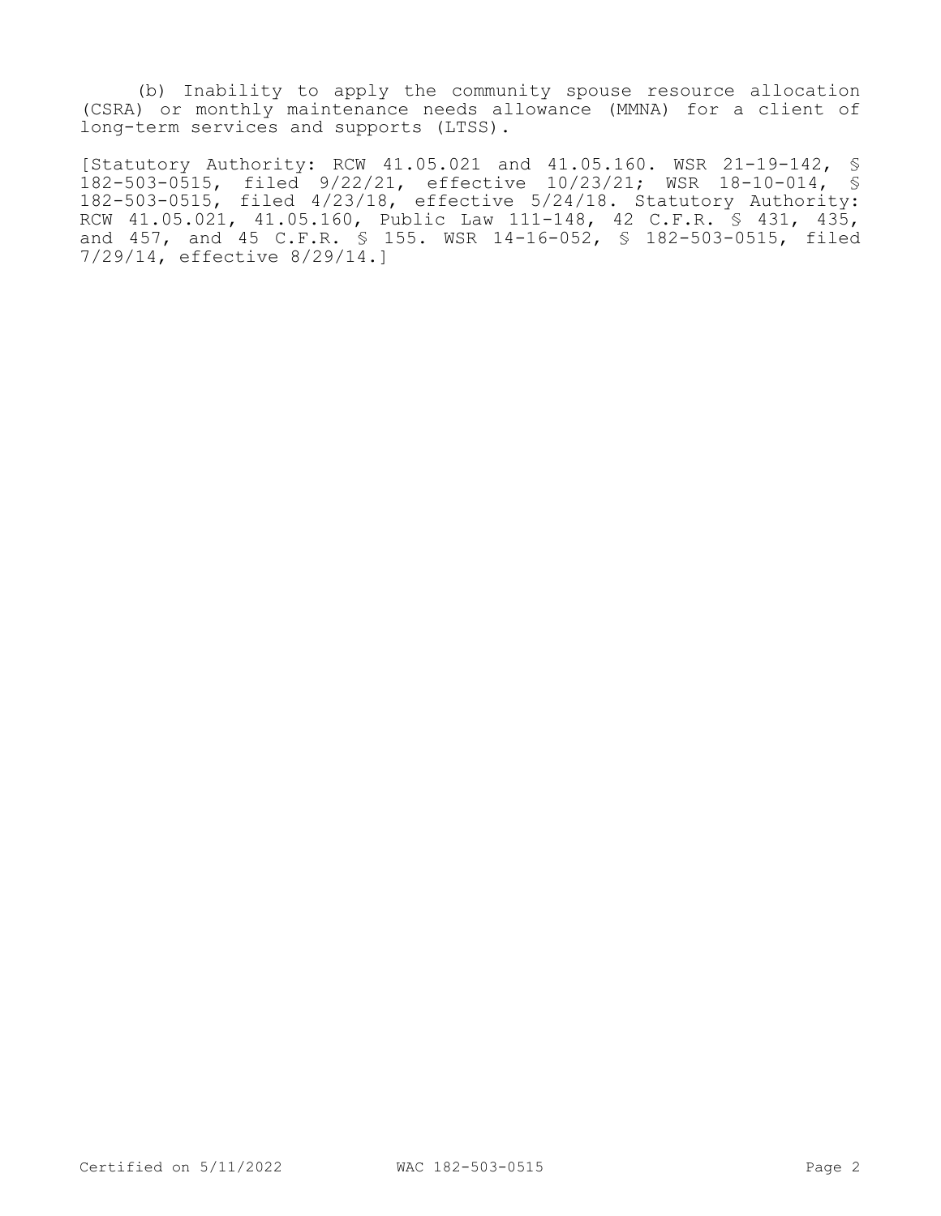(b) Inability to apply the community spouse resource allocation (CSRA) or monthly maintenance needs allowance (MMNA) for a client of long-term services and supports (LTSS).

[Statutory Authority: RCW 41.05.021 and 41.05.160. WSR 21-19-142, § 182-503-0515, filed 9/22/21, effective 10/23/21; WSR 18-10-014, § 182-503-0515, filed 4/23/18, effective 5/24/18. Statutory Authority: RCW 41.05.021, 41.05.160, Public Law 111-148, 42 C.F.R. § 431, 435, and 457, and 45 C.F.R. § 155. WSR 14-16-052, § 182-503-0515, filed 7/29/14, effective 8/29/14.]